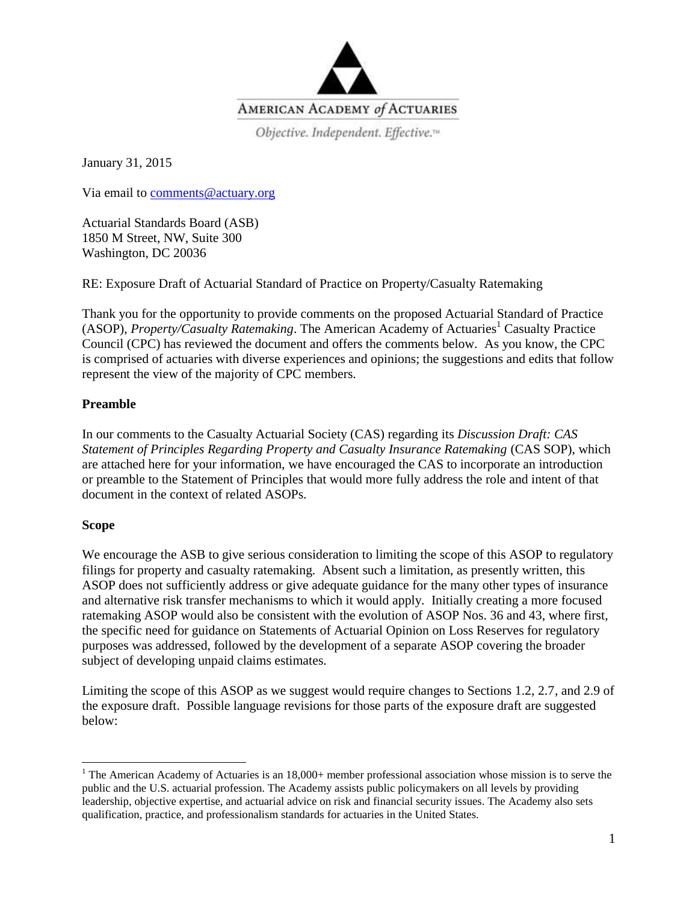AMERICAN ACADEMY *of* ACTUARIES

*Objective. Independent. Effective.*™

January 31, 2015

Via email to comments@actuary.org

Actuarial Standards Board (ASB)
1850 M Street, NW, Suite 300
Washington, DC 20036

RE: Exposure Draft of Actuarial Standard of Practice on Property/Casualty Ratemaking

Thank you for the opportunity to provide comments on the proposed Actuarial Standard of Practice (ASOP), *Property/Casualty Ratemaking*. The American Academy of Actuaries[1] Casualty Practice Council (CPC) has reviewed the document and offers the comments below. As you know, the CPC is comprised of actuaries with diverse experiences and opinions; the suggestions and edits that follow represent the view of the majority of CPC members.

**Preamble**

In our comments to the Casualty Actuarial Society (CAS) regarding its *Discussion Draft: CAS Statement of Principles Regarding Property and Casualty Insurance Ratemaking* (CAS SOP), which are attached here for your information, we have encouraged the CAS to incorporate an introduction or preamble to the Statement of Principles that would more fully address the role and intent of that document in the context of related ASOPs.

**Scope**

We encourage the ASB to give serious consideration to limiting the scope of this ASOP to regulatory filings for property and casualty ratemaking. Absent such a limitation, as presently written, this ASOP does not sufficiently address or give adequate guidance for the many other types of insurance and alternative risk transfer mechanisms to which it would apply. Initially creating a more focused ratemaking ASOP would also be consistent with the evolution of ASOP Nos. 36 and 43, where first, the specific need for guidance on Statements of Actuarial Opinion on Loss Reserves for regulatory purposes was addressed, followed by the development of a separate ASOP covering the broader subject of developing unpaid claims estimates.

Limiting the scope of this ASOP as we suggest would require changes to Sections 1.2, 2.7, and 2.9 of the exposure draft. Possible language revisions for those parts of the exposure draft are suggested below:

[1] The American Academy of Actuaries is an 18,000+ member professional association whose mission is to serve the public and the U.S. actuarial profession. The Academy assists public policymakers on all levels by providing leadership, objective expertise, and actuarial advice on risk and financial security issues. The Academy also sets qualification, practice, and professionalism standards for actuaries in the United States.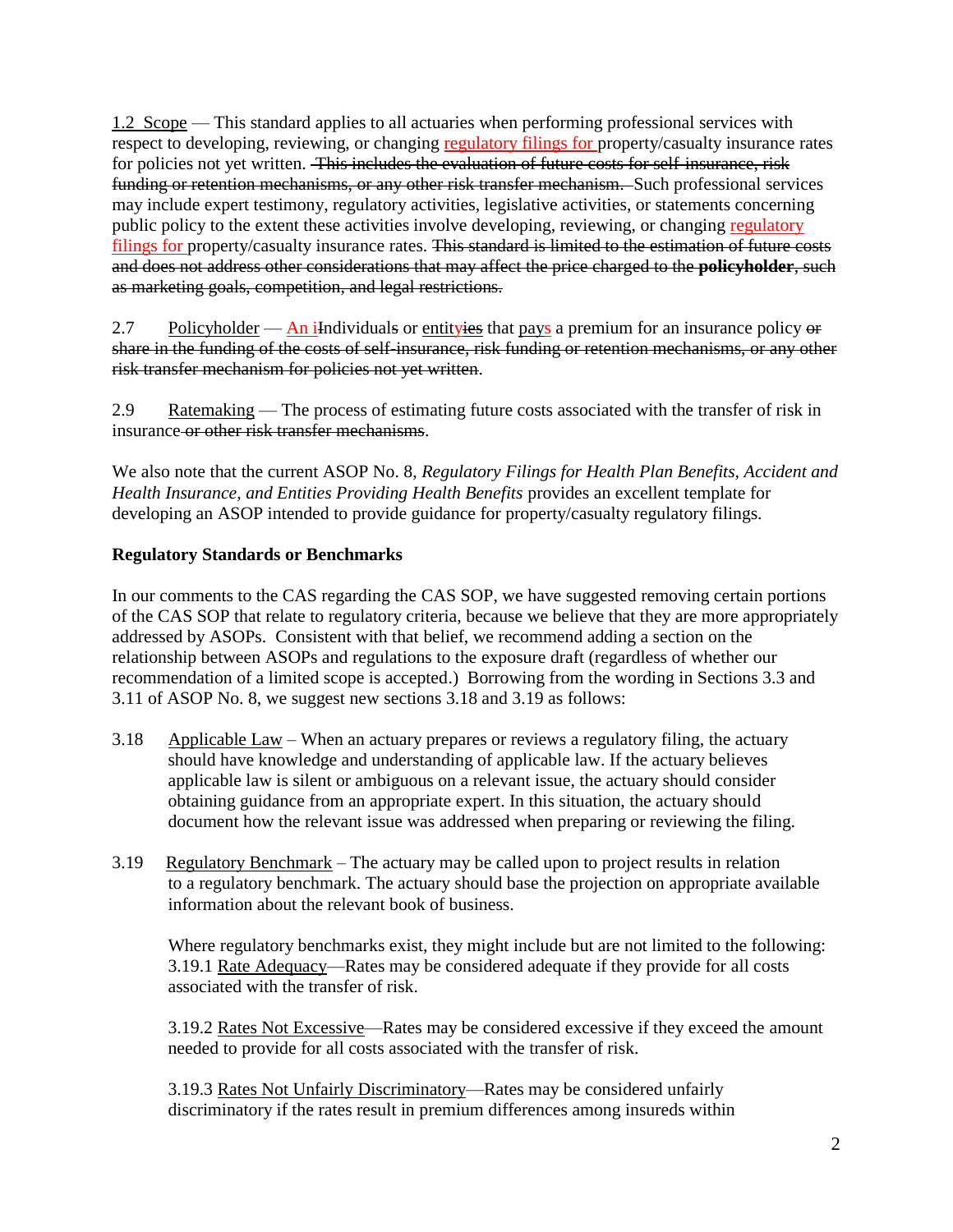1.2 Scope — This standard applies to all actuaries when performing professional services with respect to developing, reviewing, or changing regulatory filings for property/casualty insurance rates for policies not yet written. ~~This includes the evaluation of future costs for self-insurance, risk funding or retention mechanisms, or any other risk transfer mechanism.~~ Such professional services may include expert testimony, regulatory activities, legislative activities, or statements concerning public policy to the extent these activities involve developing, reviewing, or changing regulatory filings for property/casualty insurance rates. ~~This standard is limited to the estimation of future costs and does not address other considerations that may affect the price charged to the **policyholder**, such as marketing goals, competition, and legal restrictions.~~

2.7 Policyholder — An i~~I~~ndividual~~s~~ or entity~~ies~~ that pays a premium for an insurance policy ~~or share in the funding of the costs of self-insurance, risk funding or retention mechanisms, or any other risk transfer mechanism for policies not yet written~~.

2.9 Ratemaking — The process of estimating future costs associated with the transfer of risk in insurance ~~or other risk transfer mechanisms~~.

We also note that the current ASOP No. 8, *Regulatory Filings for Health Plan Benefits, Accident and Health Insurance, and Entities Providing Health Benefits* provides an excellent template for developing an ASOP intended to provide guidance for property/casualty regulatory filings.

**Regulatory Standards or Benchmarks**

In our comments to the CAS regarding the CAS SOP, we have suggested removing certain portions of the CAS SOP that relate to regulatory criteria, because we believe that they are more appropriately addressed by ASOPs. Consistent with that belief, we recommend adding a section on the relationship between ASOPs and regulations to the exposure draft (regardless of whether our recommendation of a limited scope is accepted.) Borrowing from the wording in Sections 3.3 and 3.11 of ASOP No. 8, we suggest new sections 3.18 and 3.19 as follows:

3.18 Applicable Law – When an actuary prepares or reviews a regulatory filing, the actuary should have knowledge and understanding of applicable law. If the actuary believes applicable law is silent or ambiguous on a relevant issue, the actuary should consider obtaining guidance from an appropriate expert. In this situation, the actuary should document how the relevant issue was addressed when preparing or reviewing the filing.

3.19 Regulatory Benchmark – The actuary may be called upon to project results in relation to a regulatory benchmark. The actuary should base the projection on appropriate available information about the relevant book of business.

Where regulatory benchmarks exist, they might include but are not limited to the following:

3.19.1 Rate Adequacy—Rates may be considered adequate if they provide for all costs associated with the transfer of risk.

3.19.2 Rates Not Excessive—Rates may be considered excessive if they exceed the amount needed to provide for all costs associated with the transfer of risk.

3.19.3 Rates Not Unfairly Discriminatory—Rates may be considered unfairly discriminatory if the rates result in premium differences among insureds within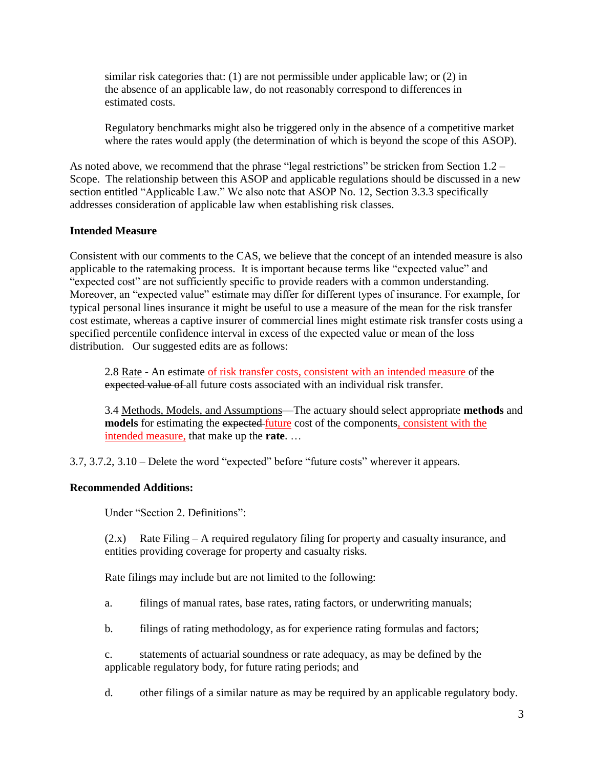similar risk categories that: (1) are not permissible under applicable law; or (2) in the absence of an applicable law, do not reasonably correspond to differences in estimated costs.

Regulatory benchmarks might also be triggered only in the absence of a competitive market where the rates would apply (the determination of which is beyond the scope of this ASOP).

As noted above, we recommend that the phrase "legal restrictions" be stricken from Section 1.2 – Scope. The relationship between this ASOP and applicable regulations should be discussed in a new section entitled "Applicable Law." We also note that ASOP No. 12, Section 3.3.3 specifically addresses consideration of applicable law when establishing risk classes.

**Intended Measure**

Consistent with our comments to the CAS, we believe that the concept of an intended measure is also applicable to the ratemaking process. It is important because terms like "expected value" and "expected cost" are not sufficiently specific to provide readers with a common understanding. Moreover, an "expected value" estimate may differ for different types of insurance. For example, for typical personal lines insurance it might be useful to use a measure of the mean for the risk transfer cost estimate, whereas a captive insurer of commercial lines might estimate risk transfer costs using a specified percentile confidence interval in excess of the expected value or mean of the loss distribution. Our suggested edits are as follows:

> 2.8 <u>Rate</u> - An estimate <u>of risk transfer costs, consistent with an intended measure</u> of ~~the expected value of~~ all future costs associated with an individual risk transfer.

> 3.4 <u>Methods, Models, and Assumptions</u>—The actuary should select appropriate **methods** and **models** for estimating the ~~expected~~ <u>future</u> cost of the components<u>, consistent with the intended measure,</u> that make up the **rate**. …

3.7, 3.7.2, 3.10 – Delete the word "expected" before "future costs" wherever it appears.

**Recommended Additions:**

Under "Section 2. Definitions":

(2.x) Rate Filing – A required regulatory filing for property and casualty insurance, and entities providing coverage for property and casualty risks.

Rate filings may include but are not limited to the following:

a. filings of manual rates, base rates, rating factors, or underwriting manuals;

b. filings of rating methodology, as for experience rating formulas and factors;

c. statements of actuarial soundness or rate adequacy, as may be defined by the applicable regulatory body, for future rating periods; and

d. other filings of a similar nature as may be required by an applicable regulatory body.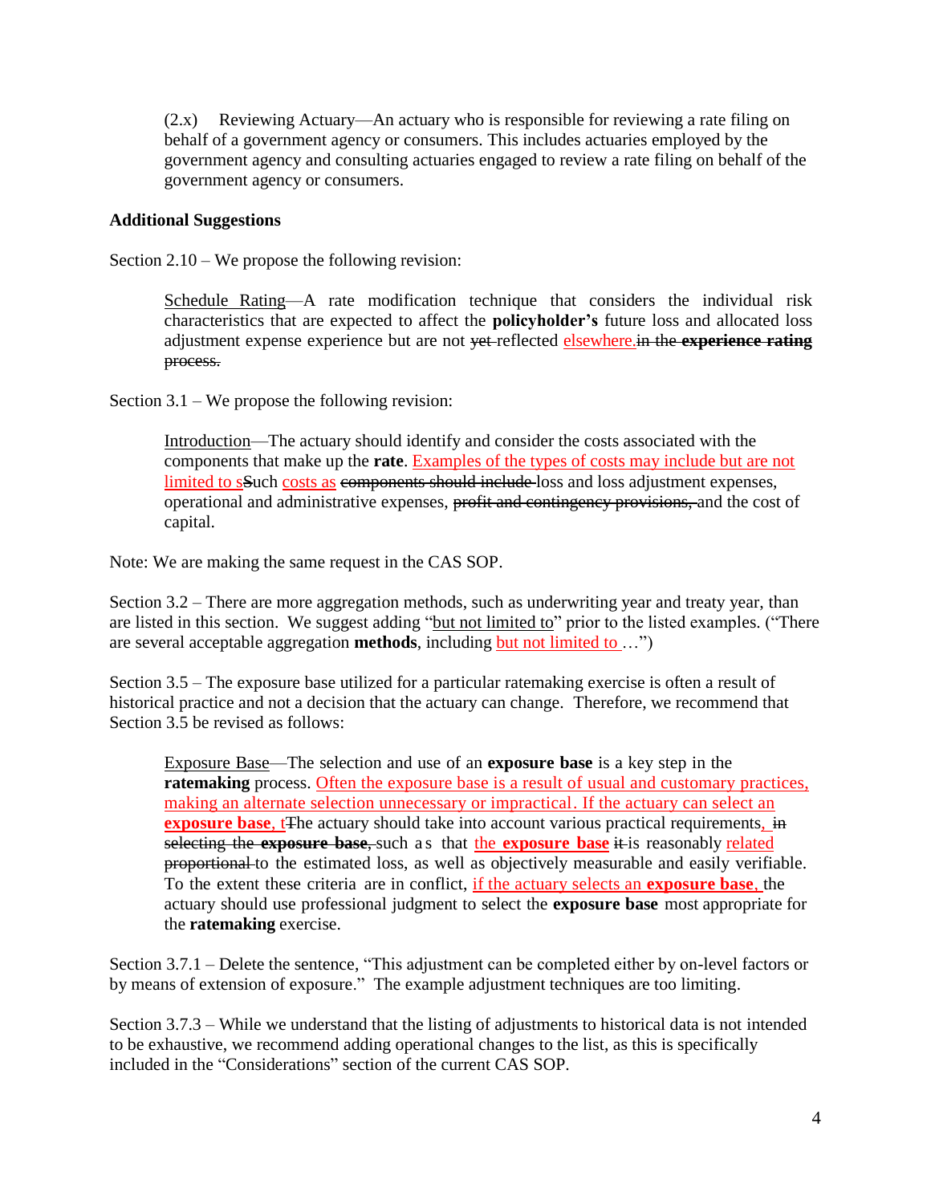(2.x) Reviewing Actuary—An actuary who is responsible for reviewing a rate filing on behalf of a government agency or consumers. This includes actuaries employed by the government agency and consulting actuaries engaged to review a rate filing on behalf of the government agency or consumers.

**Additional Suggestions**

Section 2.10 – We propose the following revision:

> Schedule Rating—A rate modification technique that considers the individual risk characteristics that are expected to affect the **policyholder's** future loss and allocated loss adjustment expense experience but are not ~~yet~~ reflected elsewhere.~~in the **experience rating** process.~~

Section 3.1 – We propose the following revision:

> Introduction—The actuary should identify and consider the costs associated with the components that make up the **rate**. Examples of the types of costs may include but are not limited to sSuch costs as ~~components should include~~ loss and loss adjustment expenses, operational and administrative expenses, ~~profit and contingency provisions,~~ and the cost of capital.

Note: We are making the same request in the CAS SOP.

Section 3.2 – There are more aggregation methods, such as underwriting year and treaty year, than are listed in this section. We suggest adding "but not limited to" prior to the listed examples. ("There are several acceptable aggregation **methods**, including but not limited to …")

Section 3.5 – The exposure base utilized for a particular ratemaking exercise is often a result of historical practice and not a decision that the actuary can change. Therefore, we recommend that Section 3.5 be revised as follows:

> Exposure Base—The selection and use of an **exposure base** is a key step in the **ratemaking** process. Often the exposure base is a result of usual and customary practices, making an alternate selection unnecessary or impractical. If the actuary can select an **exposure base**, tThe actuary should take into account various practical requirements, ~~in selecting the **exposure base**,~~ such as that the **exposure base** ~~it~~ is reasonably related ~~proportional~~ to the estimated loss, as well as objectively measurable and easily verifiable. To the extent these criteria are in conflict, if the actuary selects an **exposure base**, the actuary should use professional judgment to select the **exposure base** most appropriate for the **ratemaking** exercise.

Section 3.7.1 – Delete the sentence, "This adjustment can be completed either by on-level factors or by means of extension of exposure." The example adjustment techniques are too limiting.

Section 3.7.3 – While we understand that the listing of adjustments to historical data is not intended to be exhaustive, we recommend adding operational changes to the list, as this is specifically included in the "Considerations" section of the current CAS SOP.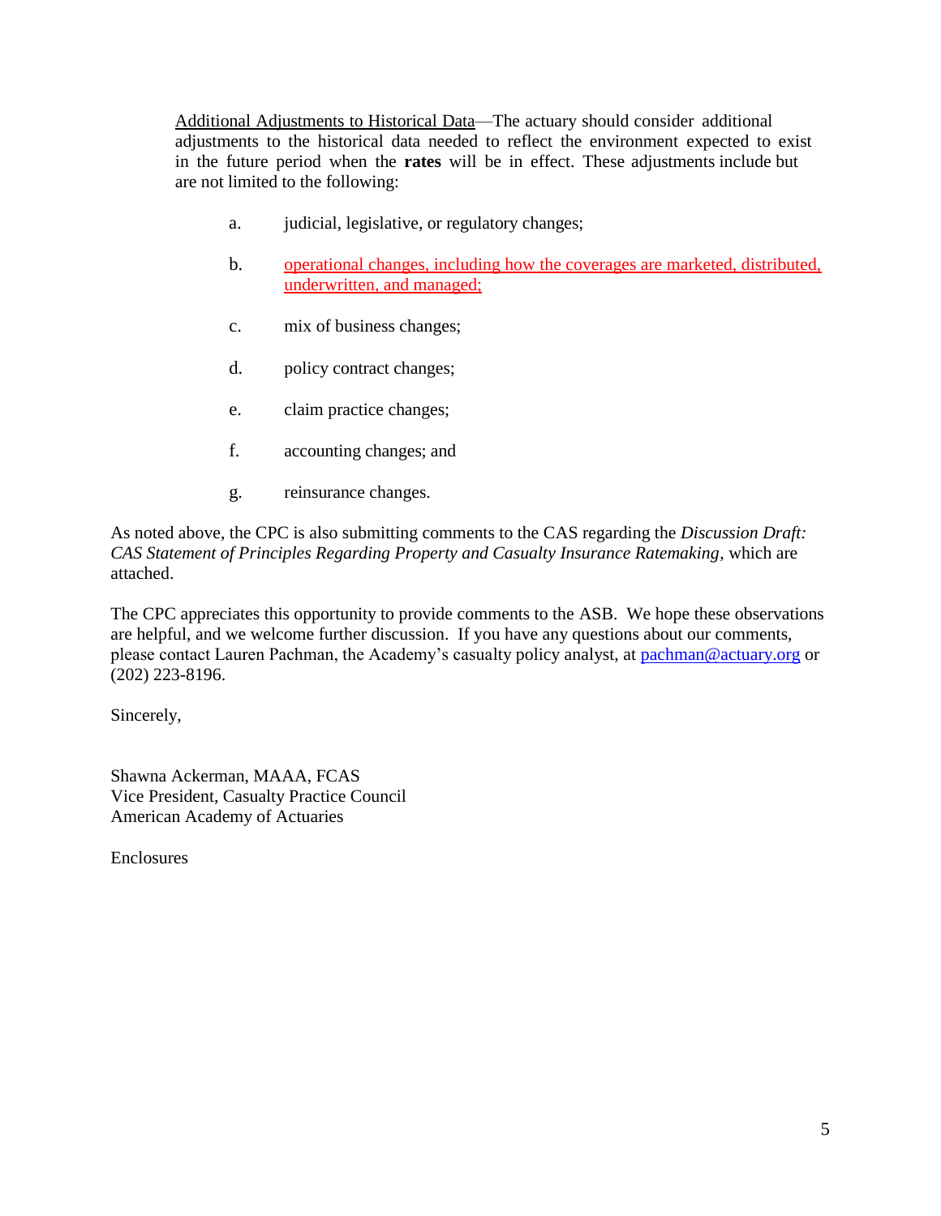Additional Adjustments to Historical Data—The actuary should consider additional adjustments to the historical data needed to reflect the environment expected to exist in the future period when the **rates** will be in effect. These adjustments include but are not limited to the following:

a. judicial, legislative, or regulatory changes;

b. operational changes, including how the coverages are marketed, distributed, underwritten, and managed;

c. mix of business changes;

d. policy contract changes;

e. claim practice changes;

f. accounting changes; and

g. reinsurance changes.

As noted above, the CPC is also submitting comments to the CAS regarding the *Discussion Draft: CAS Statement of Principles Regarding Property and Casualty Insurance Ratemaking*, which are attached.

The CPC appreciates this opportunity to provide comments to the ASB. We hope these observations are helpful, and we welcome further discussion. If you have any questions about our comments, please contact Lauren Pachman, the Academy's casualty policy analyst, at pachman@actuary.org or (202) 223-8196.

Sincerely,

Shawna Ackerman, MAAA, FCAS
Vice President, Casualty Practice Council
American Academy of Actuaries

Enclosures